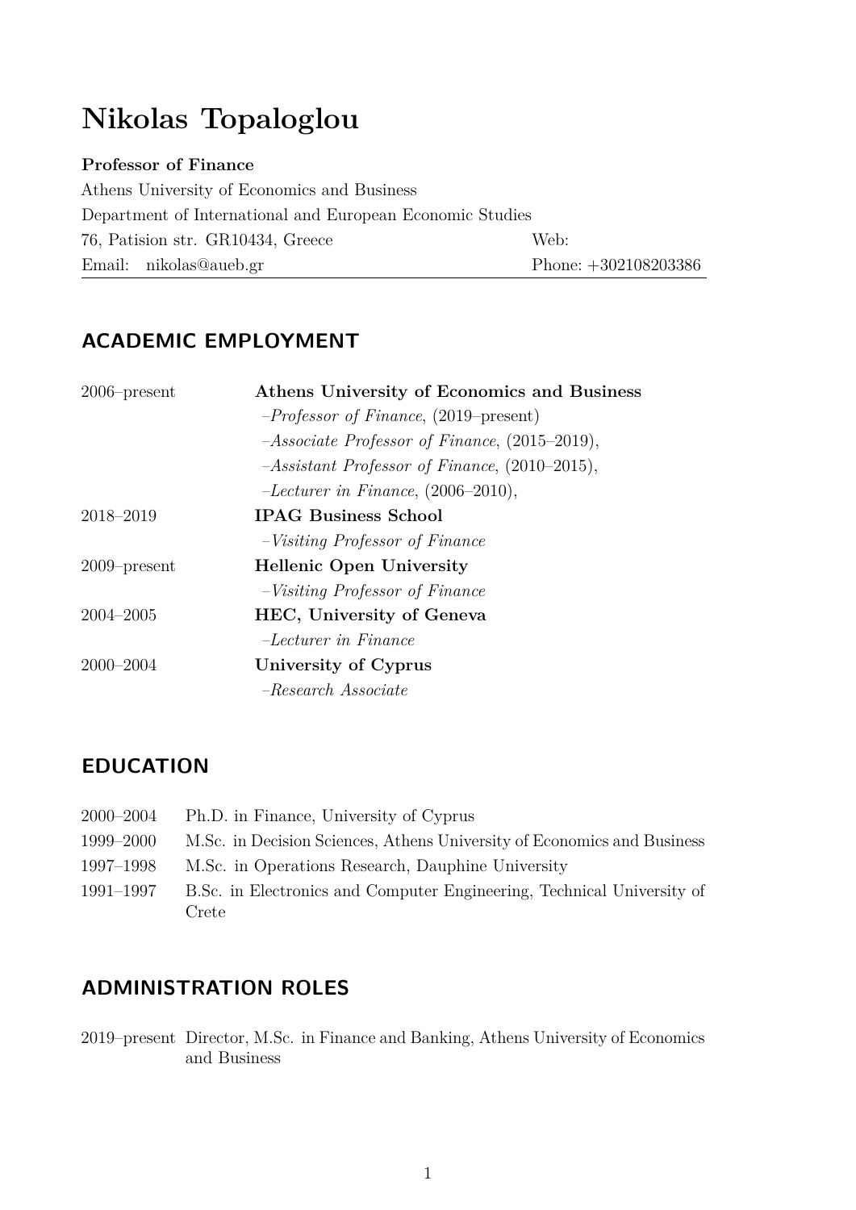# Nikolas Topaloglou

**Professor of Finance**

Athens University of Economics and Business
Department of International and European Economic Studies
76, Patision str. GR10434, Greece — Web:
Email: nikolas@aueb.gr — Phone: +302108203386

## ACADEMIC EMPLOYMENT

2006–present — **Athens University of Economics and Business**
- *Professor of Finance*, (2019–present)
- *Associate Professor of Finance*, (2015–2019),
- *Assistant Professor of Finance*, (2010–2015),
- *Lecturer in Finance*, (2006–2010),

2018–2019 — **IPAG Business School**
- *Visiting Professor of Finance*

2009–present — **Hellenic Open University**
- *Visiting Professor of Finance*

2004–2005 — **HEC, University of Geneva**
- *Lecturer in Finance*

2000–2004 — **University of Cyprus**
- *Research Associate*

## EDUCATION

- 2000–2004 Ph.D. in Finance, University of Cyprus
- 1999–2000 M.Sc. in Decision Sciences, Athens University of Economics and Business
- 1997–1998 M.Sc. in Operations Research, Dauphine University
- 1991–1997 B.Sc. in Electronics and Computer Engineering, Technical University of Crete

## ADMINISTRATION ROLES

2019–present Director, M.Sc. in Finance and Banking, Athens University of Economics and Business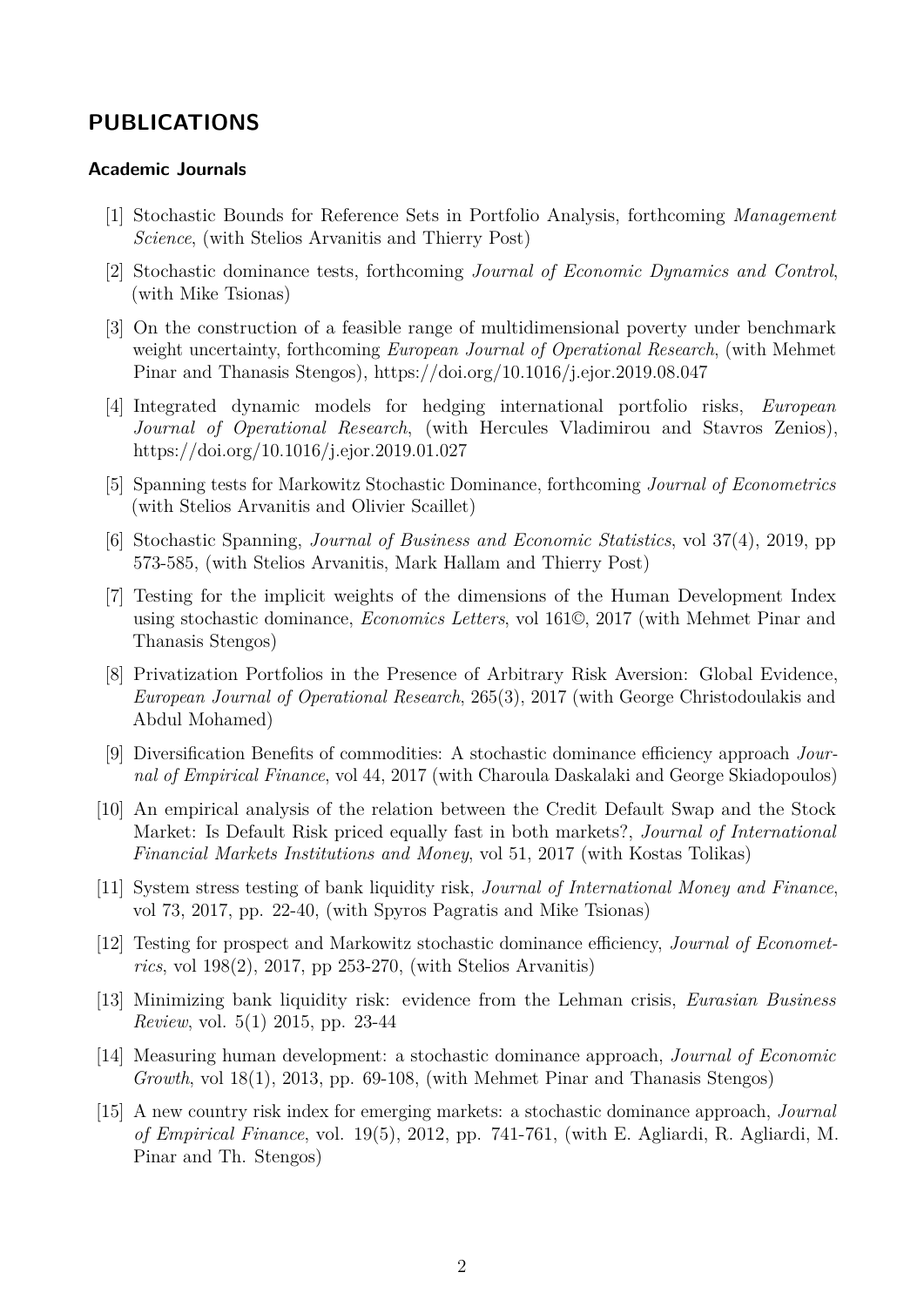## PUBLICATIONS

### Academic Journals

[1] Stochastic Bounds for Reference Sets in Portfolio Analysis, forthcoming *Management Science*, (with Stelios Arvanitis and Thierry Post)

[2] Stochastic dominance tests, forthcoming *Journal of Economic Dynamics and Control*, (with Mike Tsionas)

[3] On the construction of a feasible range of multidimensional poverty under benchmark weight uncertainty, forthcoming *European Journal of Operational Research*, (with Mehmet Pinar and Thanasis Stengos), https://doi.org/10.1016/j.ejor.2019.08.047

[4] Integrated dynamic models for hedging international portfolio risks, *European Journal of Operational Research*, (with Hercules Vladimirou and Stavros Zenios), https://doi.org/10.1016/j.ejor.2019.01.027

[5] Spanning tests for Markowitz Stochastic Dominance, forthcoming *Journal of Econometrics* (with Stelios Arvanitis and Olivier Scaillet)

[6] Stochastic Spanning, *Journal of Business and Economic Statistics*, vol 37(4), 2019, pp 573-585, (with Stelios Arvanitis, Mark Hallam and Thierry Post)

[7] Testing for the implicit weights of the dimensions of the Human Development Index using stochastic dominance, *Economics Letters*, vol 161©, 2017 (with Mehmet Pinar and Thanasis Stengos)

[8] Privatization Portfolios in the Presence of Arbitrary Risk Aversion: Global Evidence, *European Journal of Operational Research*, 265(3), 2017 (with George Christodoulakis and Abdul Mohamed)

[9] Diversification Benefits of commodities: A stochastic dominance efficiency approach *Journal of Empirical Finance*, vol 44, 2017 (with Charoula Daskalaki and George Skiadopoulos)

[10] An empirical analysis of the relation between the Credit Default Swap and the Stock Market: Is Default Risk priced equally fast in both markets?, *Journal of International Financial Markets Institutions and Money*, vol 51, 2017 (with Kostas Tolikas)

[11] System stress testing of bank liquidity risk, *Journal of International Money and Finance*, vol 73, 2017, pp. 22-40, (with Spyros Pagratis and Mike Tsionas)

[12] Testing for prospect and Markowitz stochastic dominance efficiency, *Journal of Econometrics*, vol 198(2), 2017, pp 253-270, (with Stelios Arvanitis)

[13] Minimizing bank liquidity risk: evidence from the Lehman crisis, *Eurasian Business Review*, vol. 5(1) 2015, pp. 23-44

[14] Measuring human development: a stochastic dominance approach, *Journal of Economic Growth*, vol 18(1), 2013, pp. 69-108, (with Mehmet Pinar and Thanasis Stengos)

[15] A new country risk index for emerging markets: a stochastic dominance approach, *Journal of Empirical Finance*, vol. 19(5), 2012, pp. 741-761, (with E. Agliardi, R. Agliardi, M. Pinar and Th. Stengos)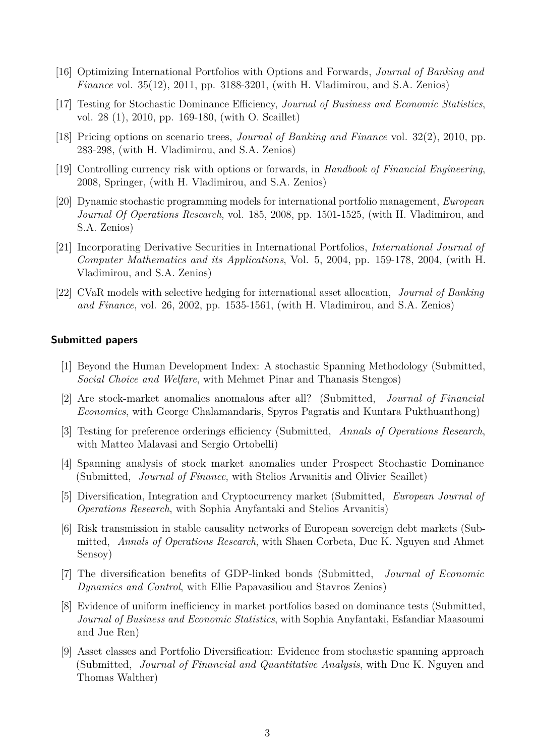[16] Optimizing International Portfolios with Options and Forwards, *Journal of Banking and Finance* vol. 35(12), 2011, pp. 3188-3201, (with H. Vladimirou, and S.A. Zenios)

[17] Testing for Stochastic Dominance Efficiency, *Journal of Business and Economic Statistics*, vol. 28 (1), 2010, pp. 169-180, (with O. Scaillet)

[18] Pricing options on scenario trees, *Journal of Banking and Finance* vol. 32(2), 2010, pp. 283-298, (with H. Vladimirou, and S.A. Zenios)

[19] Controlling currency risk with options or forwards, in *Handbook of Financial Engineering*, 2008, Springer, (with H. Vladimirou, and S.A. Zenios)

[20] Dynamic stochastic programming models for international portfolio management, *European Journal Of Operations Research*, vol. 185, 2008, pp. 1501-1525, (with H. Vladimirou, and S.A. Zenios)

[21] Incorporating Derivative Securities in International Portfolios, *International Journal of Computer Mathematics and its Applications*, Vol. 5, 2004, pp. 159-178, 2004, (with H. Vladimirou, and S.A. Zenios)

[22] CVaR models with selective hedging for international asset allocation, *Journal of Banking and Finance*, vol. 26, 2002, pp. 1535-1561, (with H. Vladimirou, and S.A. Zenios)

### Submitted papers

[1] Beyond the Human Development Index: A stochastic Spanning Methodology (Submitted, *Social Choice and Welfare*, with Mehmet Pinar and Thanasis Stengos)

[2] Are stock-market anomalies anomalous after all? (Submitted, *Journal of Financial Economics*, with George Chalamandaris, Spyros Pagratis and Kuntara Pukthuanthong)

[3] Testing for preference orderings efficiency (Submitted, *Annals of Operations Research*, with Matteo Malavasi and Sergio Ortobelli)

[4] Spanning analysis of stock market anomalies under Prospect Stochastic Dominance (Submitted, *Journal of Finance*, with Stelios Arvanitis and Olivier Scaillet)

[5] Diversification, Integration and Cryptocurrency market (Submitted, *European Journal of Operations Research*, with Sophia Anyfantaki and Stelios Arvanitis)

[6] Risk transmission in stable causality networks of European sovereign debt markets (Submitted, *Annals of Operations Research*, with Shaen Corbeta, Duc K. Nguyen and Ahmet Sensoy)

[7] The diversification benefits of GDP-linked bonds (Submitted, *Journal of Economic Dynamics and Control*, with Ellie Papavasiliou and Stavros Zenios)

[8] Evidence of uniform inefficiency in market portfolios based on dominance tests (Submitted, *Journal of Business and Economic Statistics*, with Sophia Anyfantaki, Esfandiar Maasoumi and Jue Ren)

[9] Asset classes and Portfolio Diversification: Evidence from stochastic spanning approach (Submitted, *Journal of Financial and Quantitative Analysis*, with Duc K. Nguyen and Thomas Walther)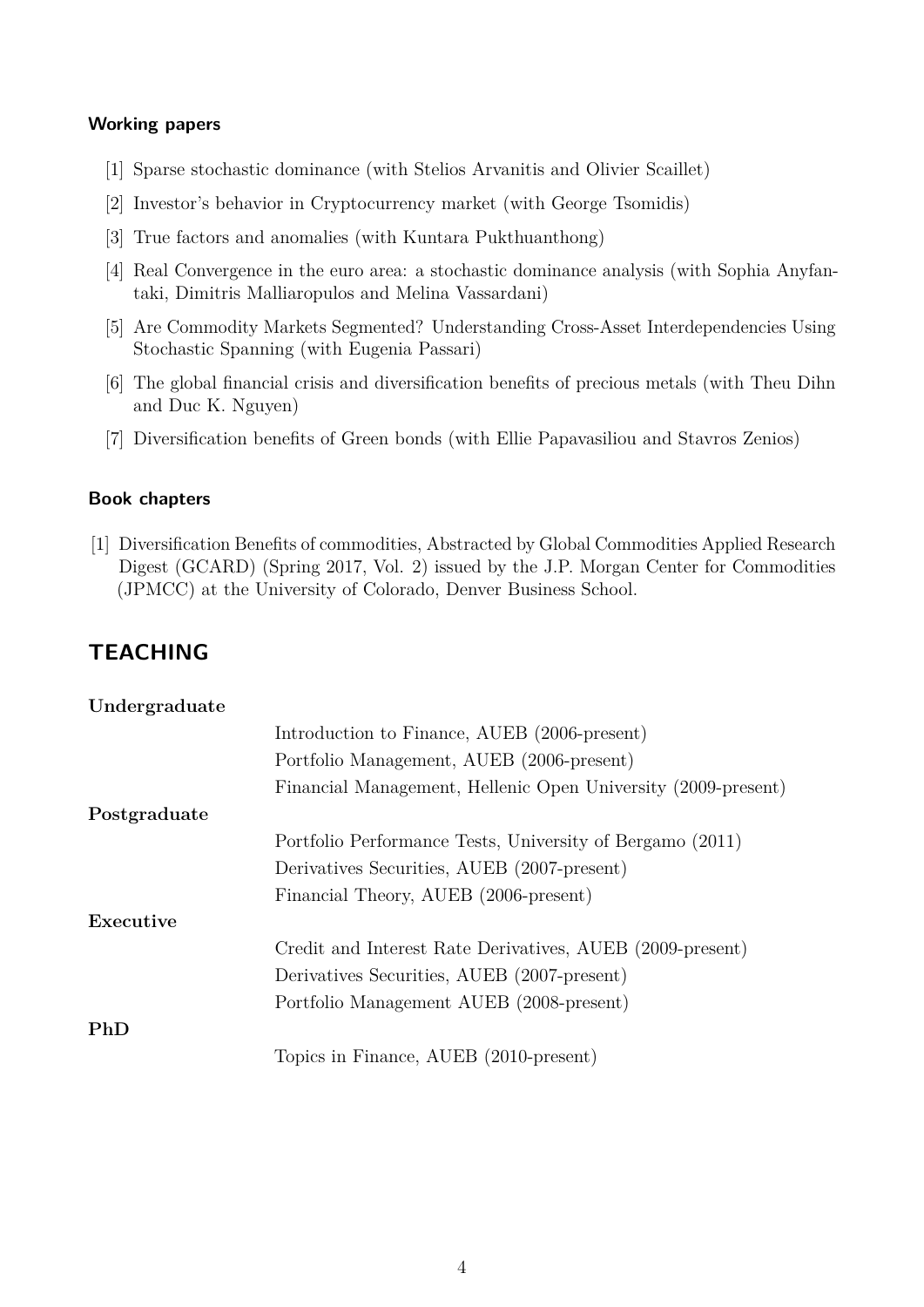### Working papers

[1] Sparse stochastic dominance (with Stelios Arvanitis and Olivier Scaillet)

[2] Investor's behavior in Cryptocurrency market (with George Tsomidis)

[3] True factors and anomalies (with Kuntara Pukthuanthong)

[4] Real Convergence in the euro area: a stochastic dominance analysis (with Sophia Anyfantaki, Dimitris Malliaropulos and Melina Vassardani)

[5] Are Commodity Markets Segmented? Understanding Cross-Asset Interdependencies Using Stochastic Spanning (with Eugenia Passari)

[6] The global financial crisis and diversification benefits of precious metals (with Theu Dihn and Duc K. Nguyen)

[7] Diversification benefits of Green bonds (with Ellie Papavasiliou and Stavros Zenios)

### Book chapters

[1] Diversification Benefits of commodities, Abstracted by Global Commodities Applied Research Digest (GCARD) (Spring 2017, Vol. 2) issued by the J.P. Morgan Center for Commodities (JPMCC) at the University of Colorado, Denver Business School.

## TEACHING

**Undergraduate**

Introduction to Finance, AUEB (2006-present)
Portfolio Management, AUEB (2006-present)
Financial Management, Hellenic Open University (2009-present)

**Postgraduate**

Portfolio Performance Tests, University of Bergamo (2011)
Derivatives Securities, AUEB (2007-present)
Financial Theory, AUEB (2006-present)

**Executive**

Credit and Interest Rate Derivatives, AUEB (2009-present)
Derivatives Securities, AUEB (2007-present)
Portfolio Management AUEB (2008-present)

**PhD**

Topics in Finance, AUEB (2010-present)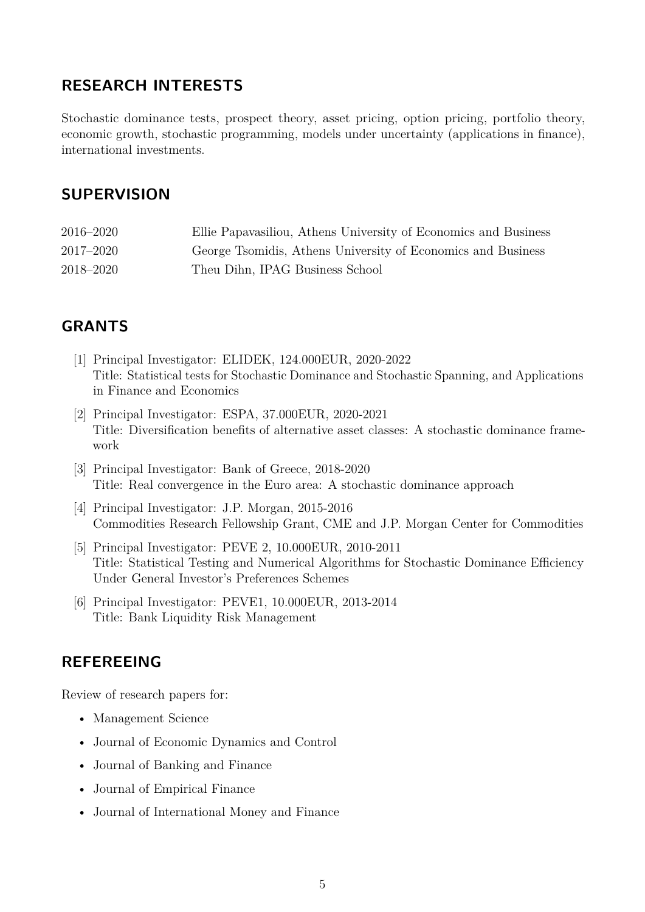## RESEARCH INTERESTS

Stochastic dominance tests, prospect theory, asset pricing, option pricing, portfolio theory, economic growth, stochastic programming, models under uncertainty (applications in finance), international investments.

## SUPERVISION

| | |
|---|---|
| 2016–2020 | Ellie Papavasiliou, Athens University of Economics and Business |
| 2017–2020 | George Tsomidis, Athens University of Economics and Business |
| 2018–2020 | Theu Dihn, IPAG Business School |

## GRANTS

[1] Principal Investigator: ELIDEK, 124.000EUR, 2020-2022
Title: Statistical tests for Stochastic Dominance and Stochastic Spanning, and Applications in Finance and Economics

[2] Principal Investigator: ESPA, 37.000EUR, 2020-2021
Title: Diversification benefits of alternative asset classes: A stochastic dominance framework

[3] Principal Investigator: Bank of Greece, 2018-2020
Title: Real convergence in the Euro area: A stochastic dominance approach

[4] Principal Investigator: J.P. Morgan, 2015-2016
Commodities Research Fellowship Grant, CME and J.P. Morgan Center for Commodities

[5] Principal Investigator: PEVE 2, 10.000EUR, 2010-2011
Title: Statistical Testing and Numerical Algorithms for Stochastic Dominance Efficiency Under General Investor's Preferences Schemes

[6] Principal Investigator: PEVE1, 10.000EUR, 2013-2014
Title: Bank Liquidity Risk Management

## REFEREEING

Review of research papers for:

- Management Science
- Journal of Economic Dynamics and Control
- Journal of Banking and Finance
- Journal of Empirical Finance
- Journal of International Money and Finance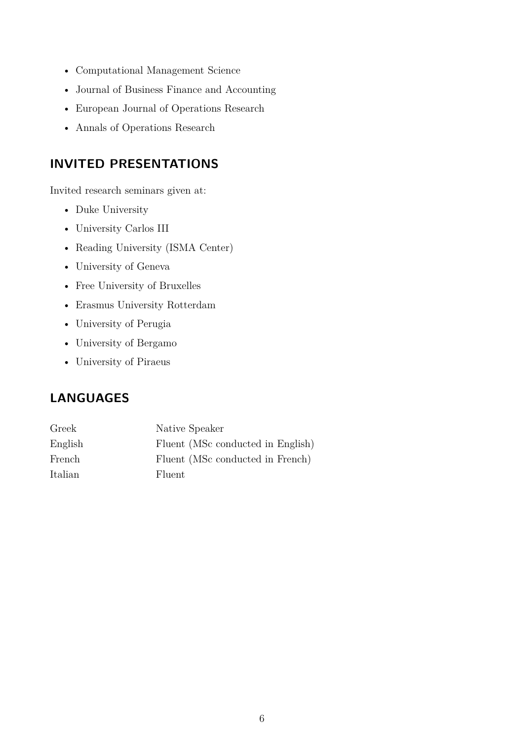- Computational Management Science
- Journal of Business Finance and Accounting
- European Journal of Operations Research
- Annals of Operations Research

## INVITED PRESENTATIONS

Invited research seminars given at:

- Duke University
- University Carlos III
- Reading University (ISMA Center)
- University of Geneva
- Free University of Bruxelles
- Erasmus University Rotterdam
- University of Perugia
- University of Bergamo
- University of Piraeus

## LANGUAGES

| | |
|---|---|
| Greek | Native Speaker |
| English | Fluent (MSc conducted in English) |
| French | Fluent (MSc conducted in French) |
| Italian | Fluent |